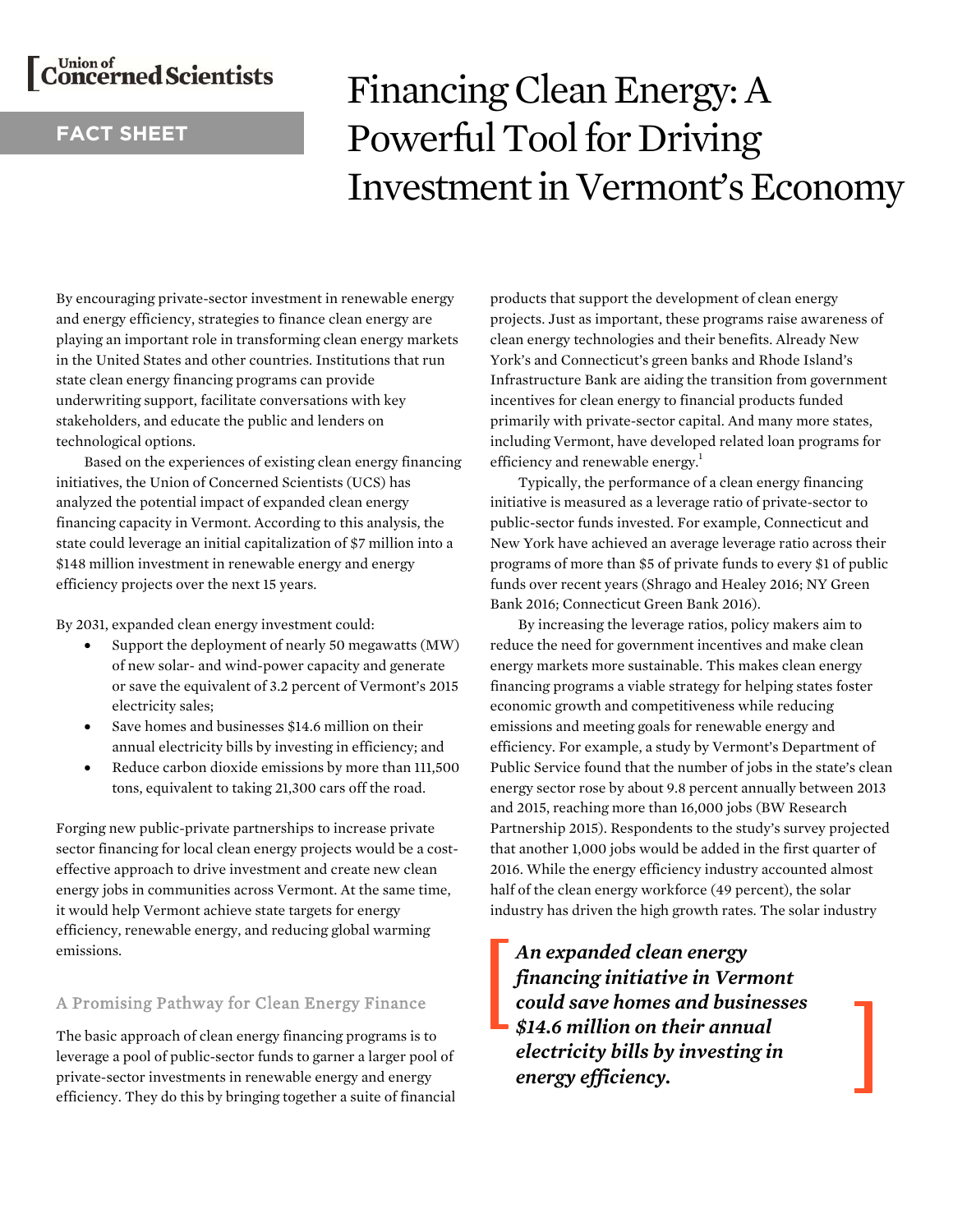Union of Concerned Scientists

FACT SHEET

# Financing Clean Energy: A Powerful Tool for Driving Investment in Vermont's Economy

By encouraging private-sector investment in renewable energy and energy efficiency, strategies to finance clean energy are playing an important role in transforming clean energy markets in the United States and other countries. Institutions that run state clean energy financing programs can provide underwriting support, facilitate conversations with key stakeholders, and educate the public and lenders on technological options.

Based on the experiences of existing clean energy financing initiatives, the Union of Concerned Scientists (UCS) has analyzed the potential impact of expanded clean energy financing capacity in Vermont. According to this analysis, the state could leverage an initial capitalization of $7 million into a $148 million investment in renewable energy and energy efficiency projects over the next 15 years.

By 2031, expanded clean energy investment could:

- Support the deployment of nearly 50 megawatts (MW) of new solar- and wind-power capacity and generate or save the equivalent of 3.2 percent of Vermont's 2015 electricity sales;
- Save homes and businesses $14.6 million on their annual electricity bills by investing in efficiency; and
- Reduce carbon dioxide emissions by more than 111,500 tons, equivalent to taking 21,300 cars off the road.

Forging new public-private partnerships to increase private sector financing for local clean energy projects would be a cost-effective approach to drive investment and create new clean energy jobs in communities across Vermont. At the same time, it would help Vermont achieve state targets for energy efficiency, renewable energy, and reducing global warming emissions.

## A Promising Pathway for Clean Energy Finance

The basic approach of clean energy financing programs is to leverage a pool of public-sector funds to garner a larger pool of private-sector investments in renewable energy and energy efficiency. They do this by bringing together a suite of financial products that support the development of clean energy projects. Just as important, these programs raise awareness of clean energy technologies and their benefits. Already New York's and Connecticut's green banks and Rhode Island's Infrastructure Bank are aiding the transition from government incentives for clean energy to financial products funded primarily with private-sector capital. And many more states, including Vermont, have developed related loan programs for efficiency and renewable energy.[1]

Typically, the performance of a clean energy financing initiative is measured as a leverage ratio of private-sector to public-sector funds invested. For example, Connecticut and New York have achieved an average leverage ratio across their programs of more than $5 of private funds to every $1 of public funds over recent years (Shrago and Healey 2016; NY Green Bank 2016; Connecticut Green Bank 2016).

By increasing the leverage ratios, policy makers aim to reduce the need for government incentives and make clean energy markets more sustainable. This makes clean energy financing programs a viable strategy for helping states foster economic growth and competitiveness while reducing emissions and meeting goals for renewable energy and efficiency. For example, a study by Vermont's Department of Public Service found that the number of jobs in the state's clean energy sector rose by about 9.8 percent annually between 2013 and 2015, reaching more than 16,000 jobs (BW Research Partnership 2015). Respondents to the study's survey projected that another 1,000 jobs would be added in the first quarter of 2016. While the energy efficiency industry accounted almost half of the clean energy workforce (49 percent), the solar industry has driven the high growth rates. The solar industry

***An expanded clean energy financing initiative in Vermont could save homes and businesses $14.6 million on their annual electricity bills by investing in energy efficiency.***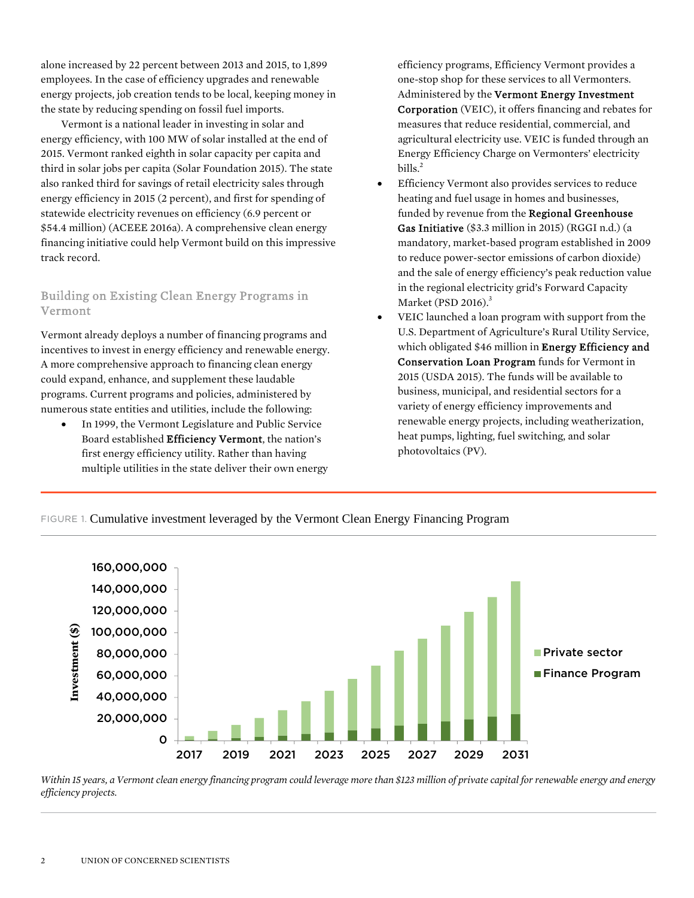alone increased by 22 percent between 2013 and 2015, to 1,899 employees. In the case of efficiency upgrades and renewable energy projects, job creation tends to be local, keeping money in the state by reducing spending on fossil fuel imports.

Vermont is a national leader in investing in solar and energy efficiency, with 100 MW of solar installed at the end of 2015. Vermont ranked eighth in solar capacity per capita and third in solar jobs per capita (Solar Foundation 2015). The state also ranked third for savings of retail electricity sales through energy efficiency in 2015 (2 percent), and first for spending of statewide electricity revenues on efficiency (6.9 percent or $54.4 million) (ACEEE 2016a). A comprehensive clean energy financing initiative could help Vermont build on this impressive track record.

## Building on Existing Clean Energy Programs in Vermont

Vermont already deploys a number of financing programs and incentives to invest in energy efficiency and renewable energy. A more comprehensive approach to financing clean energy could expand, enhance, and supplement these laudable programs. Current programs and policies, administered by numerous state entities and utilities, include the following:

- In 1999, the Vermont Legislature and Public Service Board established **Efficiency Vermont**, the nation's first energy efficiency utility. Rather than having multiple utilities in the state deliver their own energy efficiency programs, Efficiency Vermont provides a one-stop shop for these services to all Vermonters. Administered by the **Vermont Energy Investment Corporation** (VEIC), it offers financing and rebates for measures that reduce residential, commercial, and agricultural electricity use. VEIC is funded through an Energy Efficiency Charge on Vermonters' electricity bills.[2]
- Efficiency Vermont also provides services to reduce heating and fuel usage in homes and businesses, funded by revenue from the **Regional Greenhouse Gas Initiative** ($3.3 million in 2015) (RGGI n.d.) (a mandatory, market-based program established in 2009 to reduce power-sector emissions of carbon dioxide) and the sale of energy efficiency's peak reduction value in the regional electricity grid's Forward Capacity Market (PSD 2016).[3]
- VEIC launched a loan program with support from the U.S. Department of Agriculture's Rural Utility Service, which obligated $46 million in **Energy Efficiency and Conservation Loan Program** funds for Vermont in 2015 (USDA 2015). The funds will be available to business, municipal, and residential sectors for a variety of energy efficiency improvements and renewable energy projects, including weatherization, heat pumps, lighting, fuel switching, and solar photovoltaics (PV).

FIGURE 1. Cumulative investment leveraged by the Vermont Clean Energy Financing Program

Investment ($)
160,000,000
140,000,000
120,000,000
100,000,000
80,000,000
60,000,000
40,000,000
20,000,000
0
2017
2019
2021
2023
2025
2027
2029
2031
Private sector
Finance Program

*Within 15 years, a Vermont clean energy financing program could leverage more than $123 million of private capital for renewable energy and energy efficiency projects.*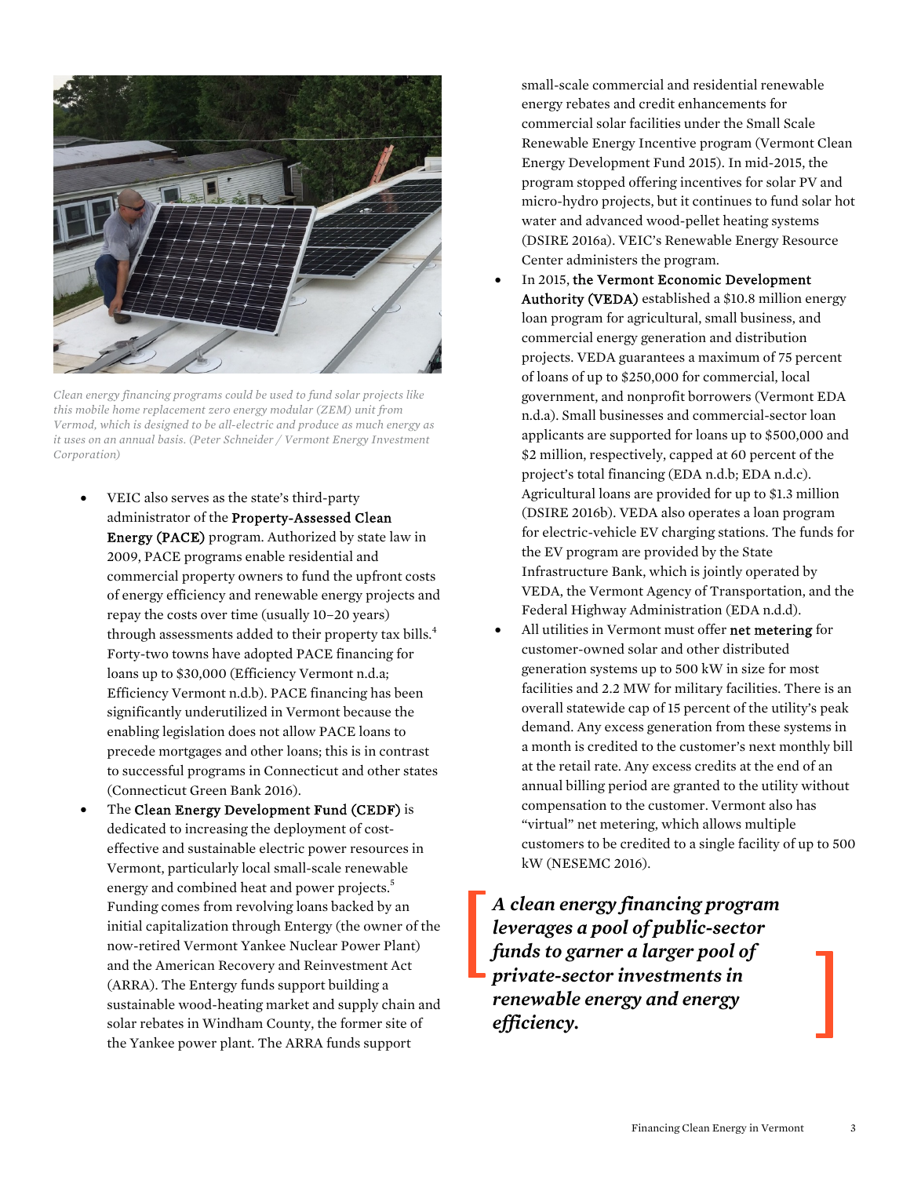*Clean energy financing programs could be used to fund solar projects like this mobile home replacement zero energy modular (ZEM) unit from Vermod, which is designed to be all-electric and produce as much energy as it uses on an annual basis. (Peter Schneider / Vermont Energy Investment Corporation)*

- VEIC also serves as the state's third-party administrator of the **Property-Assessed Clean Energy (PACE)** program. Authorized by state law in 2009, PACE programs enable residential and commercial property owners to fund the upfront costs of energy efficiency and renewable energy projects and repay the costs over time (usually 10–20 years) through assessments added to their property tax bills.[4] Forty-two towns have adopted PACE financing for loans up to $30,000 (Efficiency Vermont n.d.a; Efficiency Vermont n.d.b). PACE financing has been significantly underutilized in Vermont because the enabling legislation does not allow PACE loans to precede mortgages and other loans; this is in contrast to successful programs in Connecticut and other states (Connecticut Green Bank 2016).
- The **Clean Energy Development Fund (CEDF)** is dedicated to increasing the deployment of cost-effective and sustainable electric power resources in Vermont, particularly local small-scale renewable energy and combined heat and power projects.[5] Funding comes from revolving loans backed by an initial capitalization through Entergy (the owner of the now-retired Vermont Yankee Nuclear Power Plant) and the American Recovery and Reinvestment Act (ARRA). The Entergy funds support building a sustainable wood-heating market and supply chain and solar rebates in Windham County, the former site of the Yankee power plant. The ARRA funds support small-scale commercial and residential renewable energy rebates and credit enhancements for commercial solar facilities under the Small Scale Renewable Energy Incentive program (Vermont Clean Energy Development Fund 2015). In mid-2015, the program stopped offering incentives for solar PV and micro-hydro projects, but it continues to fund solar hot water and advanced wood-pellet heating systems (DSIRE 2016a). VEIC's Renewable Energy Resource Center administers the program.
- In 2015, **the Vermont Economic Development Authority (VEDA)** established a $10.8 million energy loan program for agricultural, small business, and commercial energy generation and distribution projects. VEDA guarantees a maximum of 75 percent of loans of up to $250,000 for commercial, local government, and nonprofit borrowers (Vermont EDA n.d.a). Small businesses and commercial-sector loan applicants are supported for loans up to $500,000 and $2 million, respectively, capped at 60 percent of the project's total financing (EDA n.d.b; EDA n.d.c). Agricultural loans are provided for up to $1.3 million (DSIRE 2016b). VEDA also operates a loan program for electric-vehicle EV charging stations. The funds for the EV program are provided by the State Infrastructure Bank, which is jointly operated by VEDA, the Vermont Agency of Transportation, and the Federal Highway Administration (EDA n.d.d).
- All utilities in Vermont must offer **net metering** for customer-owned solar and other distributed generation systems up to 500 kW in size for most facilities and 2.2 MW for military facilities. There is an overall statewide cap of 15 percent of the utility's peak demand. Any excess generation from these systems in a month is credited to the customer's next monthly bill at the retail rate. Any excess credits at the end of an annual billing period are granted to the utility without compensation to the customer. Vermont also has "virtual" net metering, which allows multiple customers to be credited to a single facility of up to 500 kW (NESEMC 2016).

***A clean energy financing program leverages a pool of public-sector funds to garner a larger pool of private-sector investments in renewable energy and energy efficiency.***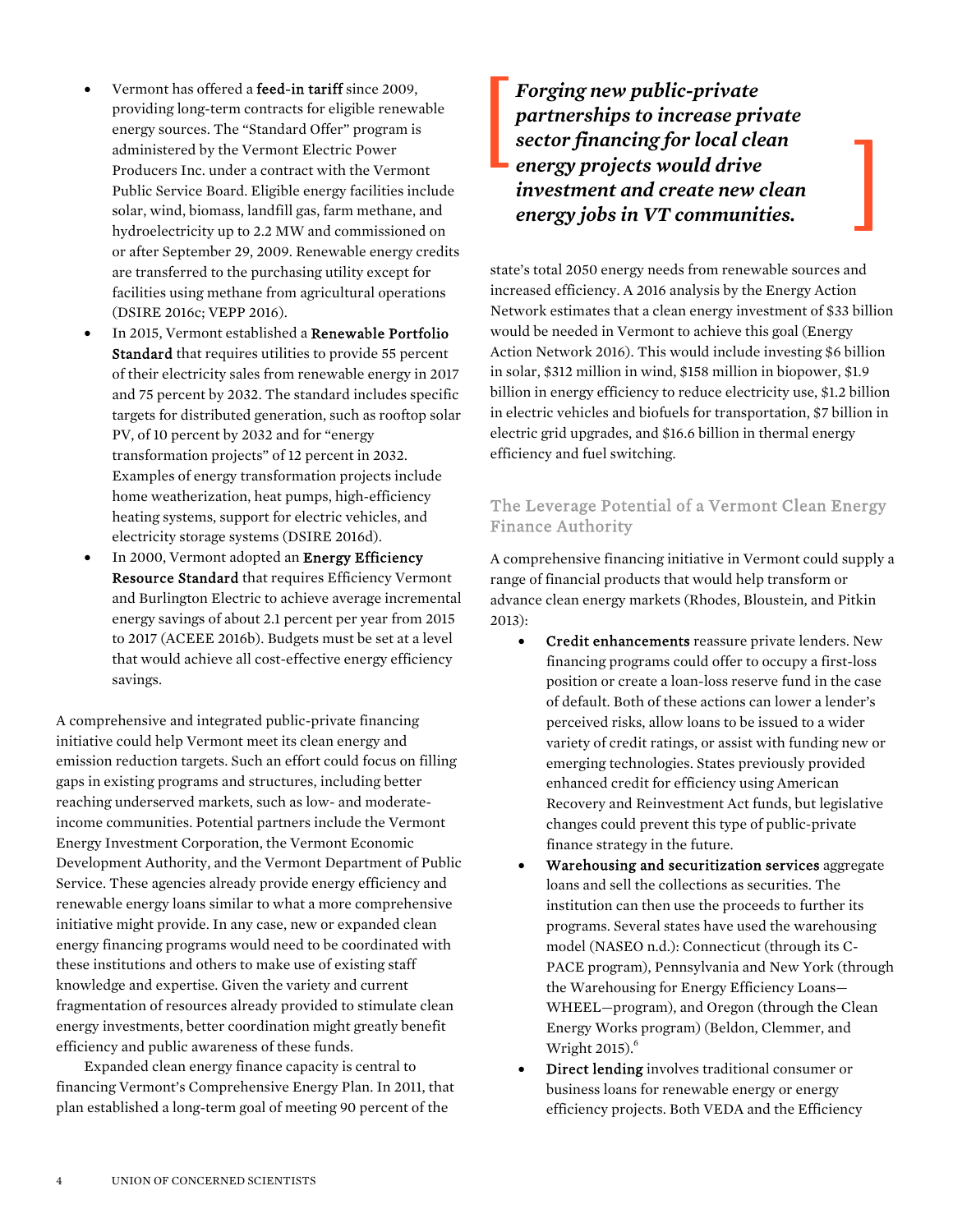- Vermont has offered a **feed-in tariff** since 2009, providing long-term contracts for eligible renewable energy sources. The "Standard Offer" program is administered by the Vermont Electric Power Producers Inc. under a contract with the Vermont Public Service Board. Eligible energy facilities include solar, wind, biomass, landfill gas, farm methane, and hydroelectricity up to 2.2 MW and commissioned on or after September 29, 2009. Renewable energy credits are transferred to the purchasing utility except for facilities using methane from agricultural operations (DSIRE 2016c; VEPP 2016).
- In 2015, Vermont established a **Renewable Portfolio Standard** that requires utilities to provide 55 percent of their electricity sales from renewable energy in 2017 and 75 percent by 2032. The standard includes specific targets for distributed generation, such as rooftop solar PV, of 10 percent by 2032 and for "energy transformation projects" of 12 percent in 2032. Examples of energy transformation projects include home weatherization, heat pumps, high-efficiency heating systems, support for electric vehicles, and electricity storage systems (DSIRE 2016d).
- In 2000, Vermont adopted an **Energy Efficiency Resource Standard** that requires Efficiency Vermont and Burlington Electric to achieve average incremental energy savings of about 2.1 percent per year from 2015 to 2017 (ACEEE 2016b). Budgets must be set at a level that would achieve all cost-effective energy efficiency savings.

A comprehensive and integrated public-private financing initiative could help Vermont meet its clean energy and emission reduction targets. Such an effort could focus on filling gaps in existing programs and structures, including better reaching underserved markets, such as low- and moderate-income communities. Potential partners include the Vermont Energy Investment Corporation, the Vermont Economic Development Authority, and the Vermont Department of Public Service. These agencies already provide energy efficiency and renewable energy loans similar to what a more comprehensive initiative might provide. In any case, new or expanded clean energy financing programs would need to be coordinated with these institutions and others to make use of existing staff knowledge and expertise. Given the variety and current fragmentation of resources already provided to stimulate clean energy investments, better coordination might greatly benefit efficiency and public awareness of these funds.

Expanded clean energy finance capacity is central to financing Vermont's Comprehensive Energy Plan. In 2011, that plan established a long-term goal of meeting 90 percent of the state's total 2050 energy needs from renewable sources and increased efficiency. A 2016 analysis by the Energy Action Network estimates that a clean energy investment of $33 billion would be needed in Vermont to achieve this goal (Energy Action Network 2016). This would include investing $6 billion in solar, $312 million in wind, $158 million in biopower, $1.9 billion in energy efficiency to reduce electricity use, $1.2 billion in electric vehicles and biofuels for transportation, $7 billion in electric grid upgrades, and $16.6 billion in thermal energy efficiency and fuel switching.

> ***Forging new public-private partnerships to increase private sector financing for local clean energy projects would drive investment and create new clean energy jobs in VT communities.***

### The Leverage Potential of a Vermont Clean Energy Finance Authority

A comprehensive financing initiative in Vermont could supply a range of financial products that would help transform or advance clean energy markets (Rhodes, Bloustein, and Pitkin 2013):

- **Credit enhancements** reassure private lenders. New financing programs could offer to occupy a first-loss position or create a loan-loss reserve fund in the case of default. Both of these actions can lower a lender's perceived risks, allow loans to be issued to a wider variety of credit ratings, or assist with funding new or emerging technologies. States previously provided enhanced credit for efficiency using American Recovery and Reinvestment Act funds, but legislative changes could prevent this type of public-private finance strategy in the future.
- **Warehousing and securitization services** aggregate loans and sell the collections as securities. The institution can then use the proceeds to further its programs. Several states have used the warehousing model (NASEO n.d.): Connecticut (through its C-PACE program), Pennsylvania and New York (through the Warehousing for Energy Efficiency Loans—WHEEL—program), and Oregon (through the Clean Energy Works program) (Beldon, Clemmer, and Wright 2015).[6]
- **Direct lending** involves traditional consumer or business loans for renewable energy or energy efficiency projects. Both VEDA and the Efficiency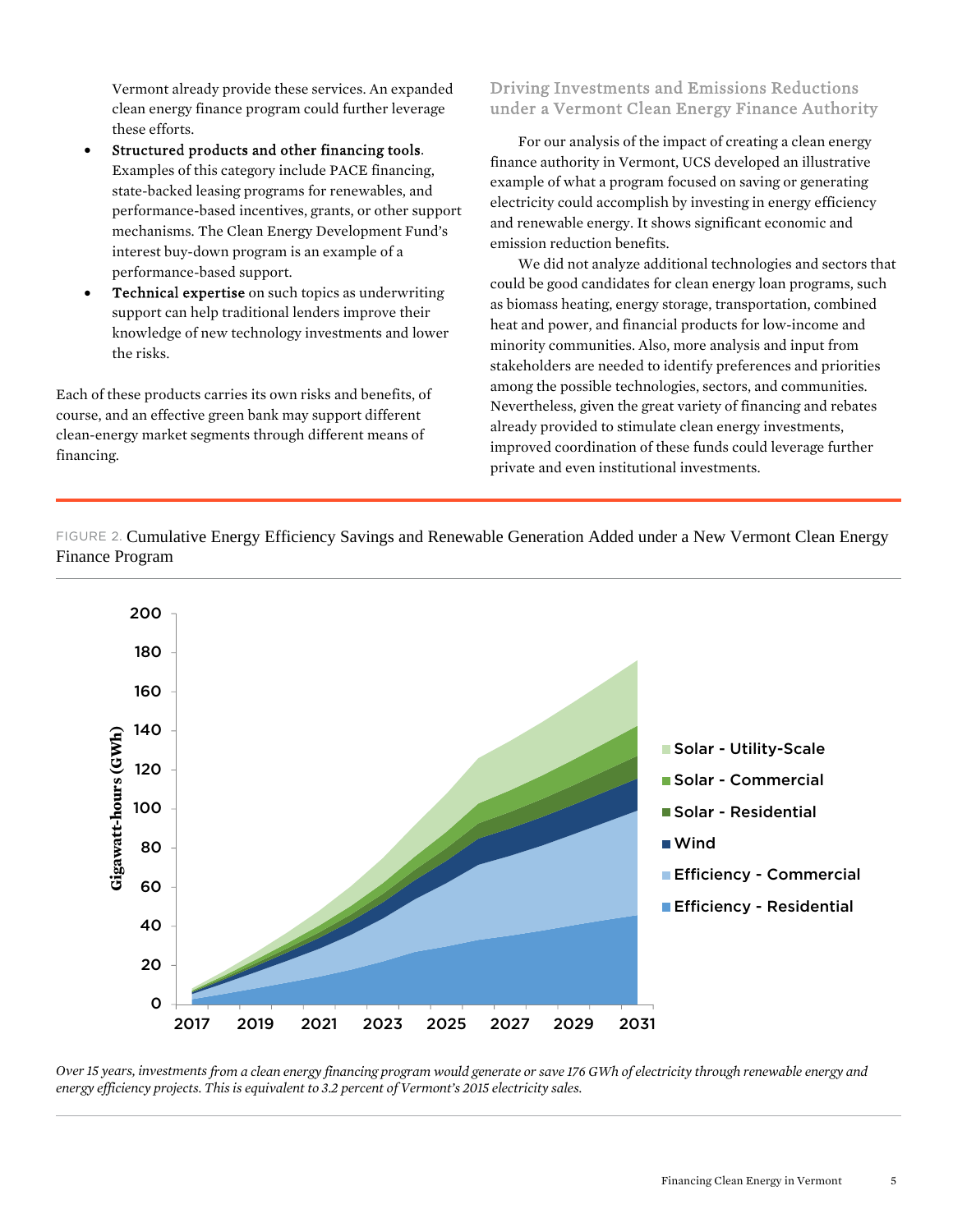Vermont already provide these services. An expanded clean energy finance program could further leverage these efforts.

- **Structured products and other financing tools**. Examples of this category include PACE financing, state-backed leasing programs for renewables, and performance-based incentives, grants, or other support mechanisms. The Clean Energy Development Fund's interest buy-down program is an example of a performance-based support.
- **Technical expertise** on such topics as underwriting support can help traditional lenders improve their knowledge of new technology investments and lower the risks.

Each of these products carries its own risks and benefits, of course, and an effective green bank may support different clean-energy market segments through different means of financing.

## Driving Investments and Emissions Reductions under a Vermont Clean Energy Finance Authority

For our analysis of the impact of creating a clean energy finance authority in Vermont, UCS developed an illustrative example of what a program focused on saving or generating electricity could accomplish by investing in energy efficiency and renewable energy. It shows significant economic and emission reduction benefits.

We did not analyze additional technologies and sectors that could be good candidates for clean energy loan programs, such as biomass heating, energy storage, transportation, combined heat and power, and financial products for low-income and minority communities. Also, more analysis and input from stakeholders are needed to identify preferences and priorities among the possible technologies, sectors, and communities. Nevertheless, given the great variety of financing and rebates already provided to stimulate clean energy investments, improved coordination of these funds could leverage further private and even institutional investments.

FIGURE 2. Cumulative Energy Efficiency Savings and Renewable Generation Added under a New Vermont Clean Energy Finance Program

Gigawatt-hours (GWh)

200
180
160
140
120
100
80
60
40
20
0

2017 2019 2021 2023 2025 2027 2029 2031

Solar - Utility-Scale
Solar - Commercial
Solar - Residential
Wind
Efficiency - Commercial
Efficiency - Residential

*Over 15 years, investments from a clean energy financing program would generate or save 176 GWh of electricity through renewable energy and energy efficiency projects. This is equivalent to 3.2 percent of Vermont's 2015 electricity sales.*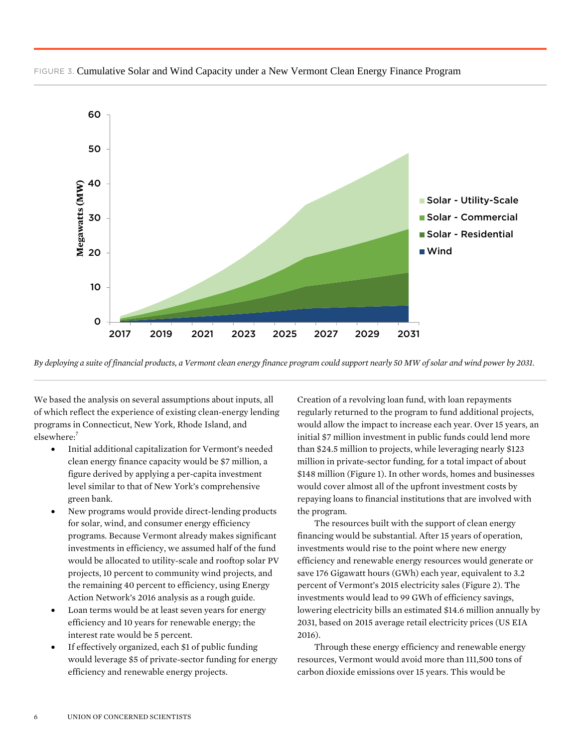FIGURE 3. Cumulative Solar and Wind Capacity under a New Vermont Clean Energy Finance Program

*By deploying a suite of financial products, a Vermont clean energy finance program could support nearly 50 MW of solar and wind power by 2031.*

We based the analysis on several assumptions about inputs, all of which reflect the experience of existing clean-energy lending programs in Connecticut, New York, Rhode Island, and elsewhere:[7]

- Initial additional capitalization for Vermont's needed clean energy finance capacity would be $7 million, a figure derived by applying a per-capita investment level similar to that of New York's comprehensive green bank.
- New programs would provide direct-lending products for solar, wind, and consumer energy efficiency programs. Because Vermont already makes significant investments in efficiency, we assumed half of the fund would be allocated to utility-scale and rooftop solar PV projects, 10 percent to community wind projects, and the remaining 40 percent to efficiency, using Energy Action Network's 2016 analysis as a rough guide.
- Loan terms would be at least seven years for energy efficiency and 10 years for renewable energy; the interest rate would be 5 percent.
- If effectively organized, each $1 of public funding would leverage $5 of private-sector funding for energy efficiency and renewable energy projects.

Creation of a revolving loan fund, with loan repayments regularly returned to the program to fund additional projects, would allow the impact to increase each year. Over 15 years, an initial $7 million investment in public funds could lend more than $24.5 million to projects, while leveraging nearly $123 million in private-sector funding, for a total impact of about $148 million (Figure 1). In other words, homes and businesses would cover almost all of the upfront investment costs by repaying loans to financial institutions that are involved with the program.

The resources built with the support of clean energy financing would be substantial. After 15 years of operation, investments would rise to the point where new energy efficiency and renewable energy resources would generate or save 176 Gigawatt hours (GWh) each year, equivalent to 3.2 percent of Vermont's 2015 electricity sales (Figure 2). The investments would lead to 99 GWh of efficiency savings, lowering electricity bills an estimated $14.6 million annually by 2031, based on 2015 average retail electricity prices (US EIA 2016).

Through these energy efficiency and renewable energy resources, Vermont would avoid more than 111,500 tons of carbon dioxide emissions over 15 years. This would be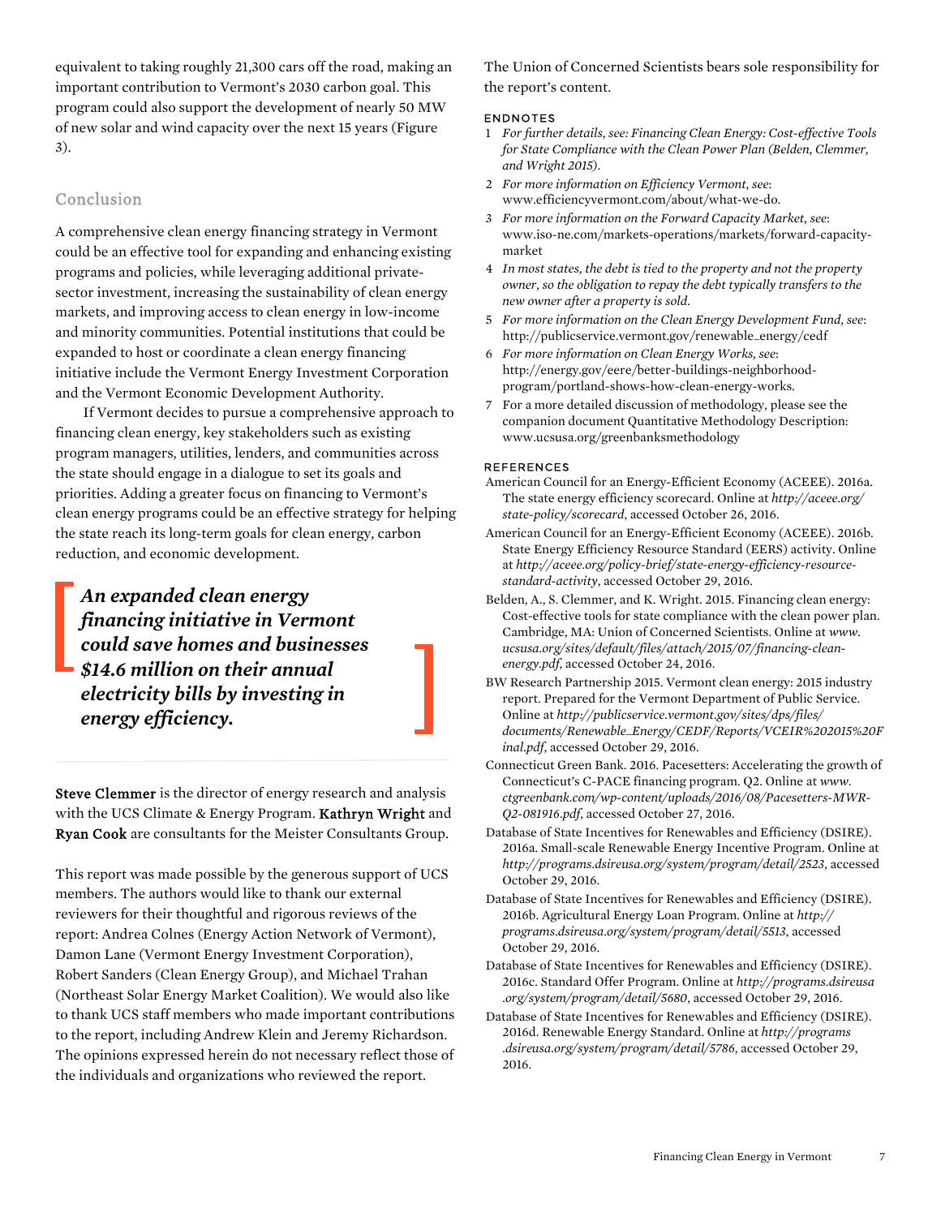equivalent to taking roughly 21,300 cars off the road, making an important contribution to Vermont's 2030 carbon goal. This program could also support the development of nearly 50 MW of new solar and wind capacity over the next 15 years (Figure 3).

## Conclusion

A comprehensive clean energy financing strategy in Vermont could be an effective tool for expanding and enhancing existing programs and policies, while leveraging additional private-sector investment, increasing the sustainability of clean energy markets, and improving access to clean energy in low-income and minority communities. Potential institutions that could be expanded to host or coordinate a clean energy financing initiative include the Vermont Energy Investment Corporation and the Vermont Economic Development Authority.

If Vermont decides to pursue a comprehensive approach to financing clean energy, key stakeholders such as existing program managers, utilities, lenders, and communities across the state should engage in a dialogue to set its goals and priorities. Adding a greater focus on financing to Vermont's clean energy programs could be an effective strategy for helping the state reach its long-term goals for clean energy, carbon reduction, and economic development.

***An expanded clean energy financing initiative in Vermont could save homes and businesses $14.6 million on their annual electricity bills by investing in energy efficiency.***

**Steve Clemmer** is the director of energy research and analysis with the UCS Climate & Energy Program. **Kathryn Wright** and **Ryan Cook** are consultants for the Meister Consultants Group.

This report was made possible by the generous support of UCS members. The authors would like to thank our external reviewers for their thoughtful and rigorous reviews of the report: Andrea Colnes (Energy Action Network of Vermont), Damon Lane (Vermont Energy Investment Corporation), Robert Sanders (Clean Energy Group), and Michael Trahan (Northeast Solar Energy Market Coalition). We would also like to thank UCS staff members who made important contributions to the report, including Andrew Klein and Jeremy Richardson. The opinions expressed herein do not necessary reflect those of the individuals and organizations who reviewed the report.

The Union of Concerned Scientists bears sole responsibility for the report's content.

### ENDNOTES

1. *For further details, see: Financing Clean Energy: Cost-effective Tools for State Compliance with the Clean Power Plan (Belden, Clemmer, and Wright 2015).*
2. *For more information on Efficiency Vermont, see*: www.efficiencyvermont.com/about/what-we-do.
3. *For more information on the Forward Capacity Market, see*: www.iso-ne.com/markets-operations/markets/forward-capacity-market
4. *In most states, the debt is tied to the property and not the property owner, so the obligation to repay the debt typically transfers to the new owner after a property is sold.*
5. *For more information on the Clean Energy Development Fund, see*: http://publicservice.vermont.gov/renewable_energy/cedf
6. *For more information on Clean Energy Works, see*: http://energy.gov/eere/better-buildings-neighborhood-program/portland-shows-how-clean-energy-works.
7. For a more detailed discussion of methodology, please see the companion document Quantitative Methodology Description: www.ucsusa.org/greenbanksmethodology

### REFERENCES

American Council for an Energy-Efficient Economy (ACEEE). 2016a. The state energy efficiency scorecard. Online at *http://aceee.org/state-policy/scorecard*, accessed October 26, 2016.

American Council for an Energy-Efficient Economy (ACEEE). 2016b. State Energy Efficiency Resource Standard (EERS) activity. Online at *http://aceee.org/policy-brief/state-energy-efficiency-resource-standard-activity*, accessed October 29, 2016.

Belden, A., S. Clemmer, and K. Wright. 2015. Financing clean energy: Cost-effective tools for state compliance with the clean power plan. Cambridge, MA: Union of Concerned Scientists. Online at *www.ucsusa.org/sites/default/files/attach/2015/07/financing-clean-energy.pdf*, accessed October 24, 2016.

BW Research Partnership 2015. Vermont clean energy: 2015 industry report. Prepared for the Vermont Department of Public Service. Online at *http://publicservice.vermont.gov/sites/dps/files/documents/Renewable_Energy/CEDF/Reports/VCEIR%202015%20Final.pdf*, accessed October 29, 2016.

Connecticut Green Bank. 2016. Pacesetters: Accelerating the growth of Connecticut's C-PACE financing program. Q2. Online at *www.ctgreenbank.com/wp-content/uploads/2016/08/Pacesetters-MWR-Q2-081916.pdf*, accessed October 27, 2016.

Database of State Incentives for Renewables and Efficiency (DSIRE). 2016a. Small-scale Renewable Energy Incentive Program. Online at *http://programs.dsireusa.org/system/program/detail/2523*, accessed October 29, 2016.

Database of State Incentives for Renewables and Efficiency (DSIRE). 2016b. Agricultural Energy Loan Program. Online at *http://programs.dsireusa.org/system/program/detail/5513*, accessed October 29, 2016.

Database of State Incentives for Renewables and Efficiency (DSIRE). 2016c. Standard Offer Program. Online at *http://programs.dsireusa.org/system/program/detail/5680*, accessed October 29, 2016.

Database of State Incentives for Renewables and Efficiency (DSIRE). 2016d. Renewable Energy Standard. Online at *http://programs.dsireusa.org/system/program/detail/5786*, accessed October 29, 2016.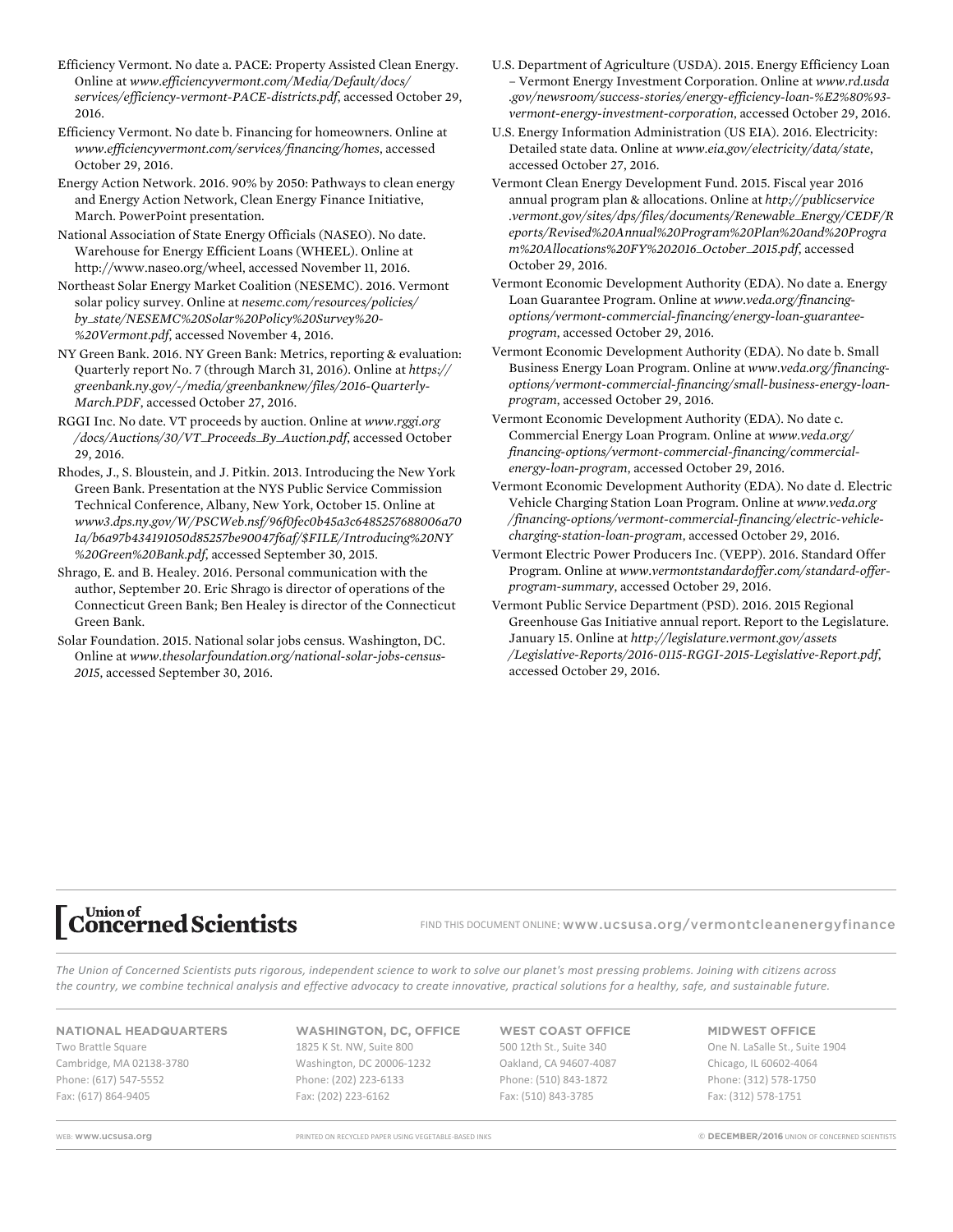Efficiency Vermont. No date a. PACE: Property Assisted Clean Energy. Online at *www.efficiencyvermont.com/Media/Default/docs/services/efficiency-vermont-PACE-districts.pdf*, accessed October 29, 2016.

Efficiency Vermont. No date b. Financing for homeowners. Online at *www.efficiencyvermont.com/services/financing/homes*, accessed October 29, 2016.

Energy Action Network. 2016. 90% by 2050: Pathways to clean energy and Energy Action Network, Clean Energy Finance Initiative, March. PowerPoint presentation.

National Association of State Energy Officials (NASEO). No date. Warehouse for Energy Efficient Loans (WHEEL). Online at http://www.naseo.org/wheel, accessed November 11, 2016.

Northeast Solar Energy Market Coalition (NESEMC). 2016. Vermont solar policy survey. Online at *nesemc.com/resources/policies/by_state/NESEMC%20Solar%20Policy%20Survey%20-%20Vermont.pdf*, accessed November 4, 2016.

NY Green Bank. 2016. NY Green Bank: Metrics, reporting & evaluation: Quarterly report No. 7 (through March 31, 2016). Online at *https://greenbank.ny.gov/-/media/greenbanknew/files/2016-Quarterly-March.PDF*, accessed October 27, 2016.

RGGI Inc. No date. VT proceeds by auction. Online at *www.rggi.org/docs/Auctions/30/VT_Proceeds_By_Auction.pdf*, accessed October 29, 2016.

Rhodes, J., S. Bloustein, and J. Pitkin. 2013. Introducing the New York Green Bank. Presentation at the NYS Public Service Commission Technical Conference, Albany, New York, October 15. Online at *www3.dps.ny.gov/W/PSCWeb.nsf/96f0fec0b45a3c6485257688006a701a/b6a97b434191050d85257be90047f6af/$FILE/Introducing%20NY%20Green%20Bank.pdf*, accessed September 30, 2015.

Shrago, E. and B. Healey. 2016. Personal communication with the author, September 20. Eric Shrago is director of operations of the Connecticut Green Bank; Ben Healey is director of the Connecticut Green Bank.

Solar Foundation. 2015. National solar jobs census. Washington, DC. Online at *www.thesolarfoundation.org/national-solar-jobs-census-2015*, accessed September 30, 2016.

U.S. Department of Agriculture (USDA). 2015. Energy Efficiency Loan – Vermont Energy Investment Corporation. Online at *www.rd.usda.gov/newsroom/success-stories/energy-efficiency-loan-%E2%80%93-vermont-energy-investment-corporation*, accessed October 29, 2016.

U.S. Energy Information Administration (US EIA). 2016. Electricity: Detailed state data. Online at *www.eia.gov/electricity/data/state*, accessed October 27, 2016.

Vermont Clean Energy Development Fund. 2015. Fiscal year 2016 annual program plan & allocations. Online at *http://publicservice.vermont.gov/sites/dps/files/documents/Renewable_Energy/CEDF/Reports/Revised%20Annual%20Program%20Plan%20and%20Program%20Allocations%20FY%202016_October_2015.pdf*, accessed October 29, 2016.

Vermont Economic Development Authority (EDA). No date a. Energy Loan Guarantee Program. Online at *www.veda.org/financing-options/vermont-commercial-financing/energy-loan-guarantee-program*, accessed October 29, 2016.

Vermont Economic Development Authority (EDA). No date b. Small Business Energy Loan Program. Online at *www.veda.org/financing-options/vermont-commercial-financing/small-business-energy-loan-program*, accessed October 29, 2016.

Vermont Economic Development Authority (EDA). No date c. Commercial Energy Loan Program. Online at *www.veda.org/financing-options/vermont-commercial-financing/commercial-energy-loan-program*, accessed October 29, 2016.

Vermont Economic Development Authority (EDA). No date d. Electric Vehicle Charging Station Loan Program. Online at *www.veda.org/financing-options/vermont-commercial-financing/electric-vehicle-charging-station-loan-program*, accessed October 29, 2016.

Vermont Electric Power Producers Inc. (VEPP). 2016. Standard Offer Program. Online at *www.vermontstandardoffer.com/standard-offer-program-summary*, accessed October 29, 2016.

Vermont Public Service Department (PSD). 2016. 2015 Regional Greenhouse Gas Initiative annual report. Report to the Legislature. January 15. Online at *http://legislature.vermont.gov/assets/Legislative-Reports/2016-0115-RGGI-2015-Legislative-Report.pdf*, accessed October 29, 2016.

**Union of Concerned Scientists**

FIND THIS DOCUMENT ONLINE: www.ucsusa.org/vermontcleanenergyfinance

*The Union of Concerned Scientists puts rigorous, independent science to work to solve our planet's most pressing problems. Joining with citizens across the country, we combine technical analysis and effective advocacy to create innovative, practical solutions for a healthy, safe, and sustainable future.*

**NATIONAL HEADQUARTERS**
Two Brattle Square
Cambridge, MA 02138-3780
Phone: (617) 547-5552
Fax: (617) 864-9405

**WASHINGTON, DC, OFFICE**
1825 K St. NW, Suite 800
Washington, DC 20006-1232
Phone: (202) 223-6133
Fax: (202) 223-6162

**WEST COAST OFFICE**
500 12th St., Suite 340
Oakland, CA 94607-4087
Phone: (510) 843-1872
Fax: (510) 843-3785

**MIDWEST OFFICE**
One N. LaSalle St., Suite 1904
Chicago, IL 60602-4064
Phone: (312) 578-1750
Fax: (312) 578-1751

WEB: **www.ucsusa.org** PRINTED ON RECYCLED PAPER USING VEGETABLE-BASED INKS © **DECEMBER/2016** UNION OF CONCERNED SCIENTISTS